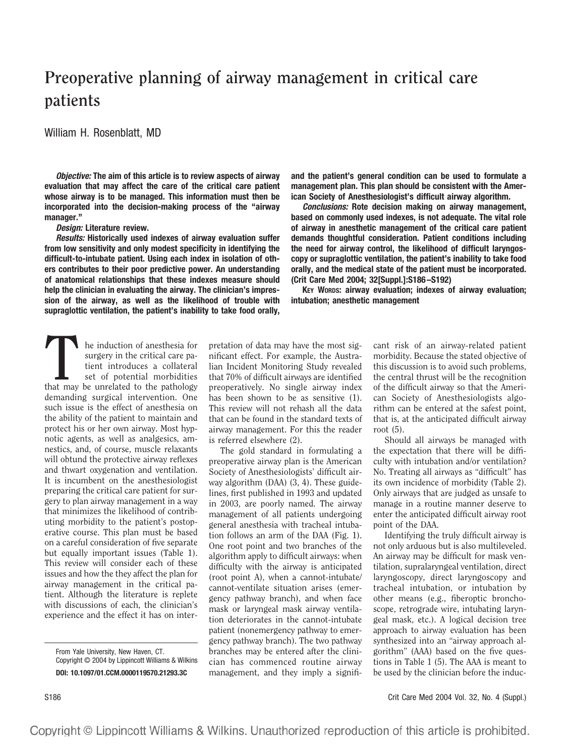# Preoperative planning of airway management in critical care patients

William H. Rosenblatt, MD

***Objective:*** **The aim of this article is to review aspects of airway evaluation that may affect the care of the critical care patient whose airway is to be managed. This information must then be incorporated into the decision-making process of the "airway manager."**

***Design:*** **Literature review.**

***Results:*** **Historically used indexes of airway evaluation suffer from low sensitivity and only modest specificity in identifying the difficult-to-intubate patient. Using each index in isolation of others contributes to their poor predictive power. An understanding of anatomical relationships that these indexes measure should help the clinician in evaluating the airway. The clinician's impression of the airway, as well as the likelihood of trouble with supraglottic ventilation, the patient's inability to take food orally, and the patient's general condition can be used to formulate a management plan. This plan should be consistent with the American Society of Anesthesiologist's difficult airway algorithm.**

***Conclusions:*** **Rote decision making on airway management, based on commonly used indexes, is not adequate. The vital role of airway in anesthetic management of the critical care patient demands thoughtful consideration. Patient conditions including the need for airway control, the likelihood of difficult laryngoscopy or supraglottic ventilation, the patient's inability to take food orally, and the medical state of the patient must be incorporated. (Crit Care Med 2004; 32[Suppl.]:S186–S192)**

**KEY WORDS: airway evaluation; indexes of airway evaluation; intubation; anesthetic management**

The induction of anesthesia for surgery in the critical care patient introduces a collateral set of potential morbidities that may be unrelated to the pathology demanding surgical intervention. One such issue is the effect of anesthesia on the ability of the patient to maintain and protect his or her own airway. Most hypnotic agents, as well as analgesics, amnestics, and, of course, muscle relaxants will obtund the protective airway reflexes and thwart oxygenation and ventilation. It is incumbent on the anesthesiologist preparing the critical care patient for surgery to plan airway management in a way that minimizes the likelihood of contributing morbidity to the patient's postoperative course. This plan must be based on a careful consideration of five separate but equally important issues (Table 1). This review will consider each of these issues and how the they affect the plan for airway management in the critical patient. Although the literature is replete with discussions of each, the clinician's experience and the effect it has on interpretation of data may have the most significant effect. For example, the Australian Incident Monitoring Study revealed that 70% of difficult airways are identified preoperatively. No single airway index has been shown to be as sensitive (1). This review will not rehash all the data that can be found in the standard texts of airway management. For this the reader is referred elsewhere (2).

The gold standard in formulating a preoperative airway plan is the American Society of Anesthesiologists' difficult airway algorithm (DAA) (3, 4). These guidelines, first published in 1993 and updated in 2003, are poorly named. The airway management of all patients undergoing general anesthesia with tracheal intubation follows an arm of the DAA (Fig. 1). One root point and two branches of the algorithm apply to difficult airways: when difficulty with the airway is anticipated (root point A), when a cannot-intubate/cannot-ventilate situation arises (emergency pathway branch), and when face mask or laryngeal mask airway ventilation deteriorates in the cannot-intubate patient (nonemergency pathway to emergency pathway branch). The two pathway branches may be entered after the clinician has commenced routine airway management, and they imply a significant risk of an airway-related patient morbidity. Because the stated objective of this discussion is to avoid such problems, the central thrust will be the recognition of the difficult airway so that the American Society of Anesthesiologists algorithm can be entered at the safest point, that is, at the anticipated difficult airway root (5).

Should all airways be managed with the expectation that there will be difficulty with intubation and/or ventilation? No. Treating all airways as "difficult" has its own incidence of morbidity (Table 2). Only airways that are judged as unsafe to manage in a routine manner deserve to enter the anticipated difficult airway root point of the DAA.

Identifying the truly difficult airway is not only arduous but is also multileveled. An airway may be difficult for mask ventilation, supralaryngeal ventilation, direct laryngoscopy, direct laryngoscopy and tracheal intubation, or intubation by other means (e.g., fiberoptic bronchoscope, retrograde wire, intubating laryngeal mask, etc.). A logical decision tree approach to airway evaluation has been synthesized into an "airway approach algorithm" (AAA) based on the five questions in Table 1 (5). The AAA is meant to be used by the clinician before the induc-

From Yale University, New Haven, CT.

Copyright © 2004 by Lippincott Williams & Wilkins

**DOI: 10.1097/01.CCM.0000119570.21293.3C**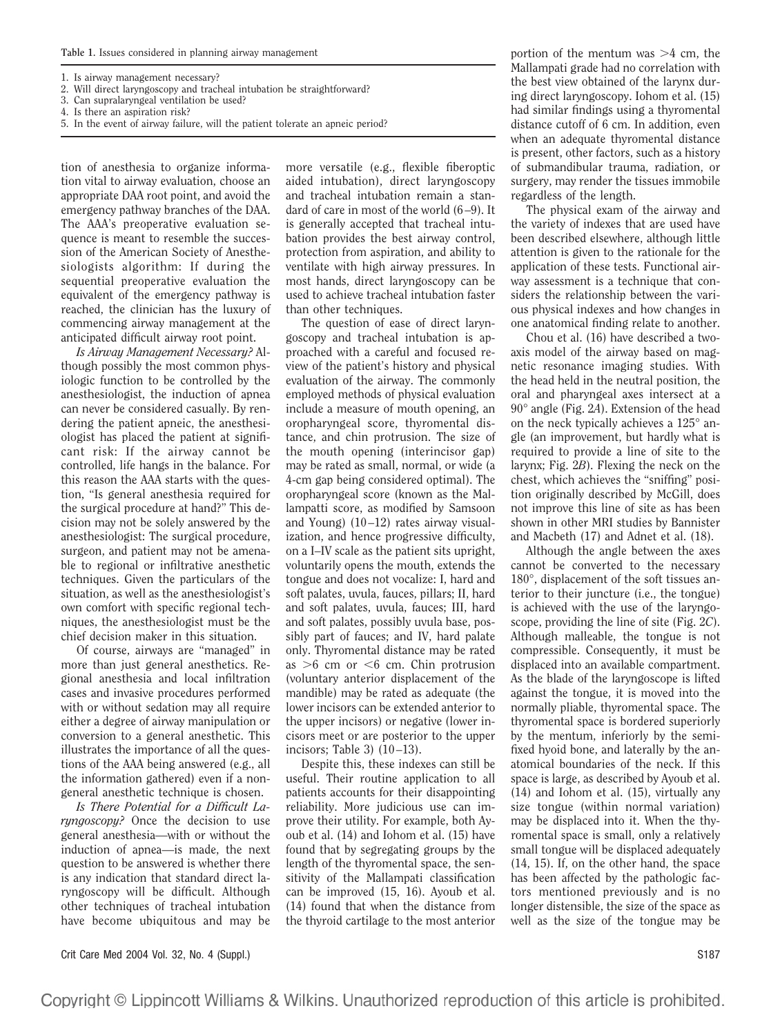Table 1. Issues considered in planning airway management

1. Is airway management necessary?
2. Will direct laryngoscopy and tracheal intubation be straightforward?
3. Can supralaryngeal ventilation be used?
4. Is there an aspiration risk?
5. In the event of airway failure, will the patient tolerate an apneic period?

tion of anesthesia to organize information vital to airway evaluation, choose an appropriate DAA root point, and avoid the emergency pathway branches of the DAA. The AAA's preoperative evaluation sequence is meant to resemble the succession of the American Society of Anesthesiologists algorithm: If during the sequential preoperative evaluation the equivalent of the emergency pathway is reached, the clinician has the luxury of commencing airway management at the anticipated difficult airway root point.

*Is Airway Management Necessary?* Although possibly the most common physiologic function to be controlled by the anesthesiologist, the induction of apnea can never be considered casually. By rendering the patient apneic, the anesthesiologist has placed the patient at significant risk: If the airway cannot be controlled, life hangs in the balance. For this reason the AAA starts with the question, "Is general anesthesia required for the surgical procedure at hand?" This decision may not be solely answered by the anesthesiologist: The surgical procedure, surgeon, and patient may not be amenable to regional or infiltrative anesthetic techniques. Given the particulars of the situation, as well as the anesthesiologist's own comfort with specific regional techniques, the anesthesiologist must be the chief decision maker in this situation.

Of course, airways are "managed" in more than just general anesthetics. Regional anesthesia and local infiltration cases and invasive procedures performed with or without sedation may all require either a degree of airway manipulation or conversion to a general anesthetic. This illustrates the importance of all the questions of the AAA being answered (e.g., all the information gathered) even if a non-general anesthetic technique is chosen.

*Is There Potential for a Difficult Laryngoscopy?* Once the decision to use general anesthesia—with or without the induction of apnea—is made, the next question to be answered is whether there is any indication that standard direct laryngoscopy will be difficult. Although other techniques of tracheal intubation have become ubiquitous and may be more versatile (e.g., flexible fiberoptic aided intubation), direct laryngoscopy and tracheal intubation remain a standard of care in most of the world (6–9). It is generally accepted that tracheal intubation provides the best airway control, protection from aspiration, and ability to ventilate with high airway pressures. In most hands, direct laryngoscopy can be used to achieve tracheal intubation faster than other techniques.

The question of ease of direct laryngoscopy and tracheal intubation is approached with a careful and focused review of the patient's history and physical evaluation of the airway. The commonly employed methods of physical evaluation include a measure of mouth opening, an oropharyngeal score, thyromental distance, and chin protrusion. The size of the mouth opening (interincisor gap) may be rated as small, normal, or wide (a 4-cm gap being considered optimal). The oropharyngeal score (known as the Mallampati score, as modified by Samsoon and Young) (10–12) rates airway visualization, and hence progressive difficulty, on a I–IV scale as the patient sits upright, voluntarily opens the mouth, extends the tongue and does not vocalize: I, hard and soft palates, uvula, fauces, pillars; II, hard and soft palates, uvula, fauces; III, hard and soft palates, possibly uvula base, possibly part of fauces; and IV, hard palate only. Thyromental distance may be rated as >6 cm or <6 cm. Chin protrusion (voluntary anterior displacement of the mandible) may be rated as adequate (the lower incisors can be extended anterior to the upper incisors) or negative (lower incisors meet or are posterior to the upper incisors; Table 3) (10–13).

Despite this, these indexes can still be useful. Their routine application to all patients accounts for their disappointing reliability. More judicious use can improve their utility. For example, both Ayoub et al. (14) and Iohom et al. (15) have found that by segregating groups by the length of the thyromental space, the sensitivity of the Mallampati classification can be improved (15, 16). Ayoub et al. (14) found that when the distance from the thyroid cartilage to the most anterior portion of the mentum was >4 cm, the Mallampati grade had no correlation with the best view obtained of the larynx during direct laryngoscopy. Iohom et al. (15) had similar findings using a thyromental distance cutoff of 6 cm. In addition, even when an adequate thyromental distance is present, other factors, such as a history of submandibular trauma, radiation, or surgery, may render the tissues immobile regardless of the length.

The physical exam of the airway and the variety of indexes that are used have been described elsewhere, although little attention is given to the rationale for the application of these tests. Functional airway assessment is a technique that considers the relationship between the various physical indexes and how changes in one anatomical finding relate to another.

Chou et al. (16) have described a two-axis model of the airway based on magnetic resonance imaging studies. With the head held in the neutral position, the oral and pharyngeal axes intersect at a 90° angle (Fig. 2*A*). Extension of the head on the neck typically achieves a 125° angle (an improvement, but hardly what is required to provide a line of site to the larynx; Fig. 2*B*). Flexing the neck on the chest, which achieves the "sniffing" position originally described by McGill, does not improve this line of site as has been shown in other MRI studies by Bannister and Macbeth (17) and Adnet et al. (18).

Although the angle between the axes cannot be converted to the necessary 180°, displacement of the soft tissues anterior to their juncture (i.e., the tongue) is achieved with the use of the laryngoscope, providing the line of site (Fig. 2*C*). Although malleable, the tongue is not compressible. Consequently, it must be displaced into an available compartment. As the blade of the laryngoscope is lifted against the tongue, it is moved into the normally pliable, thyromental space. The thyromental space is bordered superiorly by the mentum, inferiorly by the semi-fixed hyoid bone, and laterally by the anatomical boundaries of the neck. If this space is large, as described by Ayoub et al. (14) and Iohom et al. (15), virtually any size tongue (within normal variation) may be displaced into it. When the thyromental space is small, only a relatively small tongue will be displaced adequately (14, 15). If, on the other hand, the space has been affected by the pathologic factors mentioned previously and is no longer distensible, the size of the space as well as the size of the tongue may be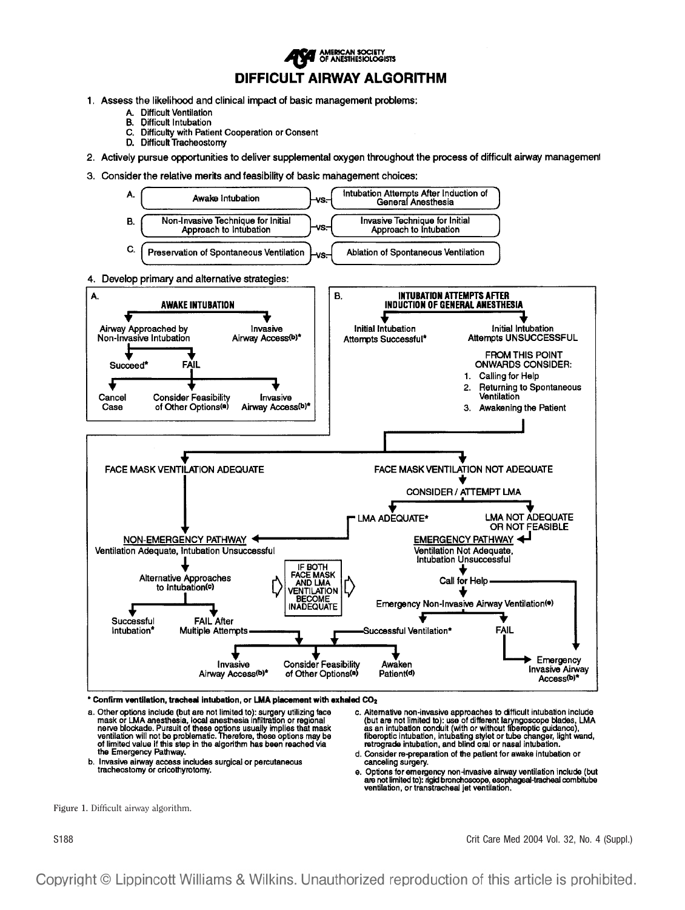# DIFFICULT AIRWAY ALGORITHM

AMERICAN SOCIETY OF ANESTHESIOLOGISTS

1. Assess the likelihood and clinical impact of basic management problems:
   - A. Difficult Ventilation
   - B. Difficult Intubation
   - C. Difficulty with Patient Cooperation or Consent
   - D. Difficult Tracheostomy
2. Actively pursue opportunities to deliver supplemental oxygen throughout the process of difficult airway management
3. Consider the relative merits and feasibility of basic management choices:
   - A. Awake Intubation vs. Intubation Attempts After Induction of General Anesthesia
   - B. Non-Invasive Technique for Initial Approach to Intubation vs. Invasive Technique for Initial Approach to Intubation
   - C. Preservation of Spontaneous Ventilation vs. Ablation of Spontaneous Ventilation
4. Develop primary and alternative strategies:

**A. AWAKE INTUBATION**

- Airway Approached by Non-Invasive Intubation
  - Succeed* → Cancel Case
  - FAIL → Consider Feasibility of Other Options(a) / Invasive Airway Access(b)*
- Invasive Airway Access(b)*

**B. INTUBATION ATTEMPTS AFTER INDUCTION OF GENERAL ANESTHESIA**

- Initial Intubation Attempts Successful*
- Initial Intubation Attempts UNSUCCESSFUL

FROM THIS POINT ONWARDS CONSIDER:
1. Calling for Help
2. Returning to Spontaneous Ventilation
3. Awakening the Patient

FACE MASK VENTILATION ADEQUATE → NON-EMERGENCY PATHWAY

FACE MASK VENTILATION NOT ADEQUATE → CONSIDER / ATTEMPT LMA
- LMA ADEQUATE* → NON-EMERGENCY PATHWAY
- LMA NOT ADEQUATE OR NOT FEASIBLE → EMERGENCY PATHWAY

**NON-EMERGENCY PATHWAY**
Ventilation Adequate, Intubation Unsuccessful
- Alternative Approaches to Intubation(c)
  - Successful Intubation*
  - FAIL After Multiple Attempts → Invasive Airway Access(b)* / Consider Feasibility of Other Options(a) / Awaken Patient(d)

IF BOTH FACE MASK AND LMA VENTILATION BECOME INADEQUATE

**EMERGENCY PATHWAY**
Ventilation Not Adequate, Intubation Unsuccessful
- Call for Help
- Emergency Non-Invasive Airway Ventilation(e)
  - Successful Ventilation* → Invasive Airway Access(b)* / Consider Feasibility of Other Options(a) / Awaken Patient(d)
  - FAIL → Emergency Invasive Airway Access(b)*

**\* Confirm ventilation, tracheal intubation, or LMA placement with exhaled $CO_2$**

a. Other options include (but are not limited to): surgery utilizing face mask or LMA anesthesia, local anesthesia infiltration or regional nerve blockade. Pursuit of these options usually implies that mask ventilation will not be problematic. Therefore, these options may be of limited value if this step in the algorithm has been reached via the Emergency Pathway.

b. Invasive airway access includes surgical or percutaneous tracheostomy or cricothyrotomy.

c. Alternative non-invasive approaches to difficult intubation include (but are not limited to): use of different laryngoscope blades, LMA as an intubation conduit (with or without fiberoptic guidance), fiberoptic intubation, intubating stylet or tube changer, light wand, retrograde intubation, and blind oral or nasal intubation.

d. Consider re-preparation of the patient for awake intubation or canceling surgery.

e. Options for emergency non-invasive airway ventilation include (but are not limited to): rigid bronchoscope, esophageal-tracheal combitube ventilation, or transtracheal jet ventilation.

Figure 1. Difficult airway algorithm.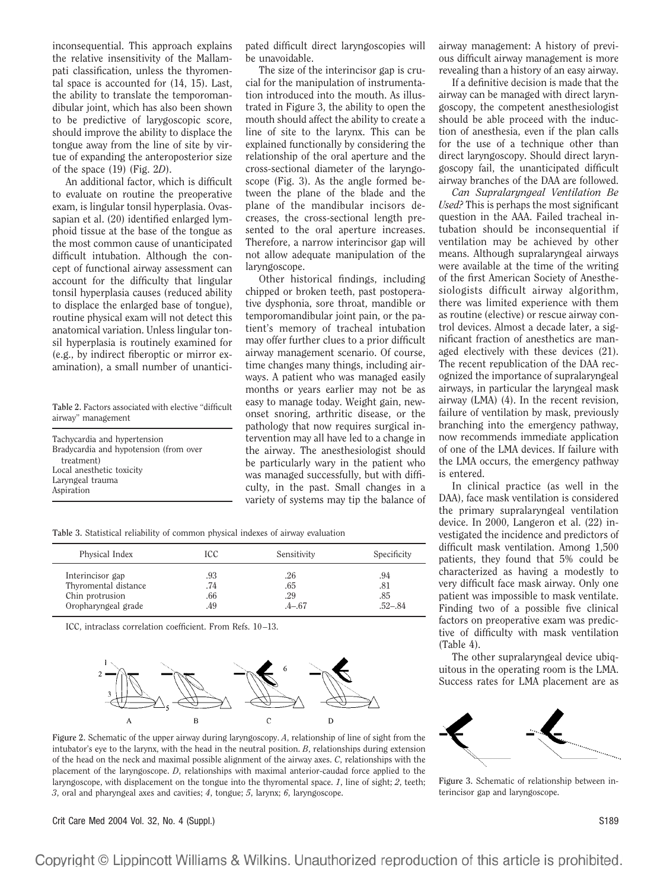inconsequential. This approach explains the relative insensitivity of the Mallampati classification, unless the thyromental space is accounted for (14, 15). Last, the ability to translate the temporomandibular joint, which has also been shown to be predictive of larygoscopic score, should improve the ability to displace the tongue away from the line of site by virtue of expanding the anteroposterior size of the space (19) (Fig. 2*D*).

An additional factor, which is difficult to evaluate on routine the preoperative exam, is lingular tonsil hyperplasia. Ovassapian et al. (20) identified enlarged lymphoid tissue at the base of the tongue as the most common cause of unanticipated difficult intubation. Although the concept of functional airway assessment can account for the difficulty that lingular tonsil hyperplasia causes (reduced ability to displace the enlarged base of tongue), routine physical exam will not detect this anatomical variation. Unless lingular tonsil hyperplasia is routinely examined for (e.g., by indirect fiberoptic or mirror examination), a small number of unanticipated difficult direct laryngoscopies will be unavoidable.

**Table 2.** Factors associated with elective "difficult airway" management

| |
|---|
| Tachycardia and hypertension |
| Bradycardia and hypotension (from over treatment) |
| Local anesthetic toxicity |
| Laryngeal trauma |
| Aspiration |

The size of the interincisor gap is crucial for the manipulation of instrumentation introduced into the mouth. As illustrated in Figure 3, the ability to open the mouth should affect the ability to create a line of site to the larynx. This can be explained functionally by considering the relationship of the oral aperture and the cross-sectional diameter of the laryngoscope (Fig. 3). As the angle formed between the plane of the blade and the plane of the mandibular incisors decreases, the cross-sectional length presented to the oral aperture increases. Therefore, a narrow interincisor gap will not allow adequate manipulation of the laryngoscope.

Other historical findings, including chipped or broken teeth, past postoperative dysphonia, sore throat, mandible or temporomandibular joint pain, or the patient's memory of tracheal intubation may offer further clues to a prior difficult airway management scenario. Of course, time changes many things, including airways. A patient who was managed easily months or years earlier may not be as easy to manage today. Weight gain, new-onset snoring, arthritic disease, or the pathology that now requires surgical intervention may all have led to a change in the airway. The anesthesiologist should be particularly wary in the patient who was managed successfully, but with difficulty, in the past. Small changes in a variety of systems may tip the balance of airway management: A history of previous difficult airway management is more revealing than a history of an easy airway.

**Table 3.** Statistical reliability of common physical indexes of airway evaluation

| Physical Index | ICC | Sensitivity | Specificity |
|---|---|---|---|
| Interincisor gap | .93 | .26 | .94 |
| Thyromental distance | .74 | .65 | .81 |
| Chin protrusion | .66 | .29 | .85 |
| Oropharyngeal grade | .49 | .4–.67 | .52–.84 |

ICC, intraclass correlation coefficient. From Refs. 10–13.

**Figure 2.** Schematic of the upper airway during laryngoscopy. *A*, relationship of line of sight from the intubator's eye to the larynx, with the head in the neutral position. *B*, relationships during extension of the head on the neck and maximal possible alignment of the airway axes. *C*, relationships with the placement of the laryngoscope. *D*, relationships with maximal anterior-caudad force applied to the laryngoscope, with displacement on the tongue into the thyromental space. *1*, line of sight; *2*, teeth; *3*, oral and pharyngeal axes and cavities; *4*, tongue; *5*, larynx; *6*, laryngoscope.

If a definitive decision is made that the airway can be managed with direct laryngoscopy, the competent anesthesiologist should be able proceed with the induction of anesthesia, even if the plan calls for the use of a technique other than direct laryngoscopy. Should direct laryngoscopy fail, the unanticipated difficult airway branches of the DAA are followed.

*Can Supralaryngeal Ventilation Be Used?* This is perhaps the most significant question in the AAA. Failed tracheal intubation should be inconsequential if ventilation may be achieved by other means. Although supralaryngeal airways were available at the time of the writing of the first American Society of Anesthesiologists difficult airway algorithm, there was limited experience with them as routine (elective) or rescue airway control devices. Almost a decade later, a significant fraction of anesthetics are managed electively with these devices (21). The recent republication of the DAA recognized the importance of supralaryngeal airways, in particular the laryngeal mask airway (LMA) (4). In the recent revision, failure of ventilation by mask, previously branching into the emergency pathway, now recommends immediate application of one of the LMA devices. If failure with the LMA occurs, the emergency pathway is entered.

In clinical practice (as well in the DAA), face mask ventilation is considered the primary supralaryngeal ventilation device. In 2000, Langeron et al. (22) investigated the incidence and predictors of difficult mask ventilation. Among 1,500 patients, they found that 5% could be characterized as having a modestly to very difficult face mask airway. Only one patient was impossible to mask ventilate. Finding two of a possible five clinical factors on preoperative exam was predictive of difficulty with mask ventilation (Table 4).

The other supralaryngeal device ubiquitous in the operating room is the LMA. Success rates for LMA placement are as

**Figure 3.** Schematic of relationship between interincisor gap and laryngoscope.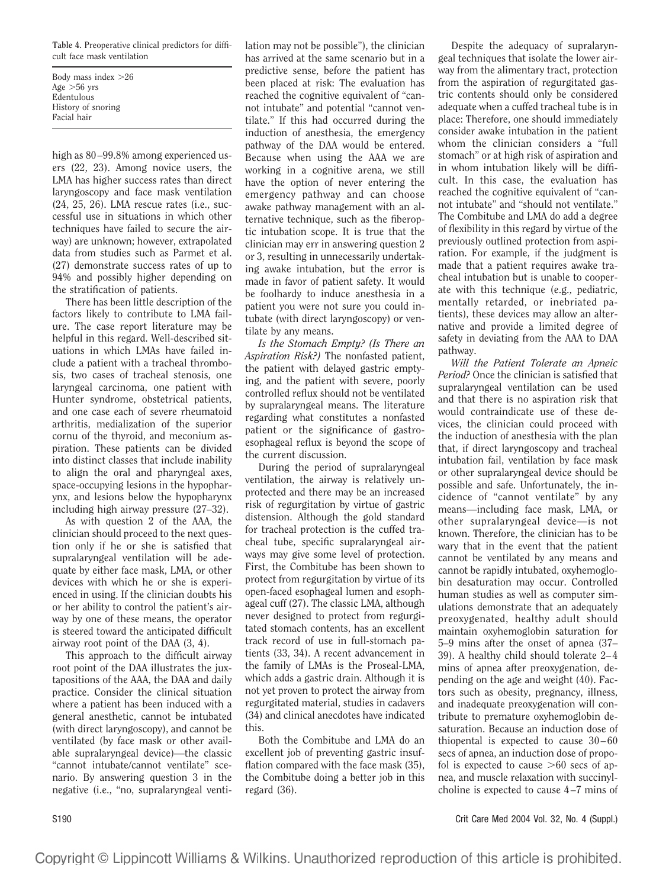**Table 4.** Preoperative clinical predictors for difficult face mask ventilation

| |
|---|
| Body mass index >26 |
| Age >56 yrs |
| Edentulous |
| History of snoring |
| Facial hair |

high as 80–99.8% among experienced users (22, 23). Among novice users, the LMA has higher success rates than direct laryngoscopy and face mask ventilation (24, 25, 26). LMA rescue rates (i.e., successful use in situations in which other techniques have failed to secure the airway) are unknown; however, extrapolated data from studies such as Parmet et al. (27) demonstrate success rates of up to 94% and possibly higher depending on the stratification of patients.

There has been little description of the factors likely to contribute to LMA failure. The case report literature may be helpful in this regard. Well-described situations in which LMAs have failed include a patient with a tracheal thrombosis, two cases of tracheal stenosis, one laryngeal carcinoma, one patient with Hunter syndrome, obstetrical patients, and one case each of severe rheumatoid arthritis, medialization of the superior cornu of the thyroid, and meconium aspiration. These patients can be divided into distinct classes that include inability to align the oral and pharyngeal axes, space-occupying lesions in the hypopharynx, and lesions below the hypopharynx including high airway pressure (27–32).

As with question 2 of the AAA, the clinician should proceed to the next question only if he or she is satisfied that supralaryngeal ventilation will be adequate by either face mask, LMA, or other devices with which he or she is experienced in using. If the clinician doubts his or her ability to control the patient's airway by one of these means, the operator is steered toward the anticipated difficult airway root point of the DAA (3, 4).

This approach to the difficult airway root point of the DAA illustrates the juxtapositions of the AAA, the DAA and daily practice. Consider the clinical situation where a patient has been induced with a general anesthetic, cannot be intubated (with direct laryngoscopy), and cannot be ventilated (by face mask or other available supralaryngeal device)—the classic "cannot intubate/cannot ventilate" scenario. By answering question 3 in the negative (i.e., "no, supralaryngeal ventilation may not be possible"), the clinician has arrived at the same scenario but in a predictive sense, before the patient has been placed at risk: The evaluation has reached the cognitive equivalent of "cannot intubate" and potential "cannot ventilate." If this had occurred during the induction of anesthesia, the emergency pathway of the DAA would be entered. Because when using the AAA we are working in a cognitive arena, we still have the option of never entering the emergency pathway and can choose awake pathway management with an alternative technique, such as the fiberoptic intubation scope. It is true that the clinician may err in answering question 2 or 3, resulting in unnecessarily undertaking awake intubation, but the error is made in favor of patient safety. It would be foolhardy to induce anesthesia in a patient you were not sure you could intubate (with direct laryngoscopy) or ventilate by any means.

*Is the Stomach Empty? (Is There an Aspiration Risk?)* The nonfasted patient, the patient with delayed gastric emptying, and the patient with severe, poorly controlled reflux should not be ventilated by supralaryngeal means. The literature regarding what constitutes a nonfasted patient or the significance of gastroesophageal reflux is beyond the scope of the current discussion.

During the period of supralaryngeal ventilation, the airway is relatively unprotected and there may be an increased risk of regurgitation by virtue of gastric distension. Although the gold standard for tracheal protection is the cuffed tracheal tube, specific supralaryngeal airways may give some level of protection. First, the Combitube has been shown to protect from regurgitation by virtue of its open-faced esophageal lumen and esophageal cuff (27). The classic LMA, although never designed to protect from regurgitated stomach contents, has an excellent track record of use in full-stomach patients (33, 34). A recent advancement in the family of LMAs is the Proseal-LMA, which adds a gastric drain. Although it is not yet proven to protect the airway from regurgitated material, studies in cadavers (34) and clinical anecdotes have indicated this.

Both the Combitube and LMA do an excellent job of preventing gastric insufflation compared with the face mask (35), the Combitube doing a better job in this regard (36).

Despite the adequacy of supralaryngeal techniques that isolate the lower airway from the alimentary tract, protection from the aspiration of regurgitated gastric contents should only be considered adequate when a cuffed tracheal tube is in place: Therefore, one should immediately consider awake intubation in the patient whom the clinician considers a "full stomach" or at high risk of aspiration and in whom intubation likely will be difficult. In this case, the evaluation has reached the cognitive equivalent of "cannot intubate" and "should not ventilate." The Combitube and LMA do add a degree of flexibility in this regard by virtue of the previously outlined protection from aspiration. For example, if the judgment is made that a patient requires awake tracheal intubation but is unable to cooperate with this technique (e.g., pediatric, mentally retarded, or inebriated patients), these devices may allow an alternative and provide a limited degree of safety in deviating from the AAA to DAA pathway.

*Will the Patient Tolerate an Apneic Period?* Once the clinician is satisfied that supralaryngeal ventilation can be used and that there is no aspiration risk that would contraindicate use of these devices, the clinician could proceed with the induction of anesthesia with the plan that, if direct laryngoscopy and tracheal intubation fail, ventilation by face mask or other supralaryngeal device should be possible and safe. Unfortunately, the incidence of "cannot ventilate" by any means—including face mask, LMA, or other supralaryngeal device—is not known. Therefore, the clinician has to be wary that in the event that the patient cannot be ventilated by any means and cannot be rapidly intubated, oxyhemoglobin desaturation may occur. Controlled human studies as well as computer simulations demonstrate that an adequately preoxygenated, healthy adult should maintain oxyhemoglobin saturation for 5–9 mins after the onset of apnea (37–39). A healthy child should tolerate 2–4 mins of apnea after preoxygenation, depending on the age and weight (40). Factors such as obesity, pregnancy, illness, and inadequate preoxygenation will contribute to premature oxyhemoglobin desaturation. Because an induction dose of thiopental is expected to cause 30–60 secs of apnea, an induction dose of propofol is expected to cause >60 secs of apnea, and muscle relaxation with succinylcholine is expected to cause 4–7 mins of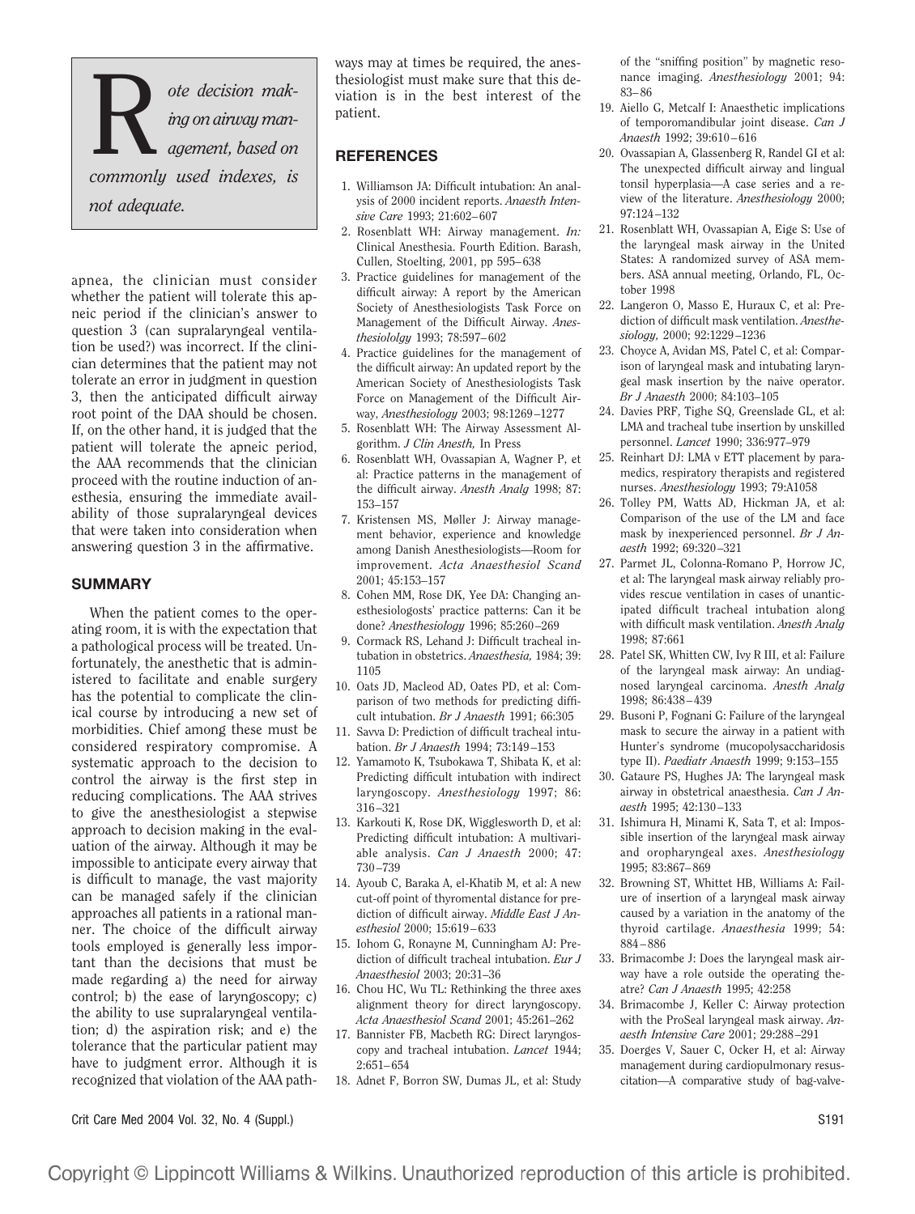> *Rote decision making on airway management, based on commonly used indexes, is not adequate.*

apnea, the clinician must consider whether the patient will tolerate this apneic period if the clinician's answer to question 3 (can supralaryngeal ventilation be used?) was incorrect. If the clinician determines that the patient may not tolerate an error in judgment in question 3, then the anticipated difficult airway root point of the DAA should be chosen. If, on the other hand, it is judged that the patient will tolerate the apneic period, the AAA recommends that the clinician proceed with the routine induction of anesthesia, ensuring the immediate availability of those supralaryngeal devices that were taken into consideration when answering question 3 in the affirmative.

## SUMMARY

When the patient comes to the operating room, it is with the expectation that a pathological process will be treated. Unfortunately, the anesthetic that is administered to facilitate and enable surgery has the potential to complicate the clinical course by introducing a new set of morbidities. Chief among these must be considered respiratory compromise. A systematic approach to the decision to control the airway is the first step in reducing complications. The AAA strives to give the anesthesiologist a stepwise approach to decision making in the evaluation of the airway. Although it may be impossible to anticipate every airway that is difficult to manage, the vast majority can be managed safely if the clinician approaches all patients in a rational manner. The choice of the difficult airway tools employed is generally less important than the decisions that must be made regarding a) the need for airway control; b) the ease of laryngoscopy; c) the ability to use supralaryngeal ventilation; d) the aspiration risk; and e) the tolerance that the particular patient may have to judgment error. Although it is recognized that violation of the AAA pathways may at times be required, the anesthesiologist must make sure that this deviation is in the best interest of the patient.

## REFERENCES

1. Williamson JA: Difficult intubation: An analysis of 2000 incident reports. *Anaesth Intensive Care* 1993; 21:602–607
2. Rosenblatt WH: Airway management. *In:* Clinical Anesthesia. Fourth Edition. Barash, Cullen, Stoelting, 2001, pp 595–638
3. Practice guidelines for management of the difficult airway: A report by the American Society of Anesthesiologists Task Force on Management of the Difficult Airway. *Anesthesiololgy* 1993; 78:597–602
4. Practice guidelines for the management of the difficult airway: An updated report by the American Society of Anesthesiologists Task Force on Management of the Difficult Airway, *Anesthesiology* 2003; 98:1269–1277
5. Rosenblatt WH: The Airway Assessment Algorithm. *J Clin Anesth,* In Press
6. Rosenblatt WH, Ovassapian A, Wagner P, et al: Practice patterns in the management of the difficult airway. *Anesth Analg* 1998; 87:153–157
7. Kristensen MS, Møller J: Airway management behavior, experience and knowledge among Danish Anesthesiologists—Room for improvement. *Acta Anaesthesiol Scand* 2001; 45:153–157
8. Cohen MM, Rose DK, Yee DA: Changing anesthesiologosts' practice patterns: Can it be done? *Anesthesiology* 1996; 85:260–269
9. Cormack RS, Lehand J: Difficult tracheal intubation in obstetrics. *Anaesthesia,* 1984; 39:1105
10. Oats JD, Macleod AD, Oates PD, et al: Comparison of two methods for predicting difficult intubation. *Br J Anaesth* 1991; 66:305
11. Savva D: Prediction of difficult tracheal intubation. *Br J Anaesth* 1994; 73:149–153
12. Yamamoto K, Tsubokawa T, Shibata K, et al: Predicting difficult intubation with indirect laryngoscopy. *Anesthesiology* 1997; 86:316–321
13. Karkouti K, Rose DK, Wigglesworth D, et al: Predicting difficult intubation: A multivariable analysis. *Can J Anaesth* 2000; 47:730–739
14. Ayoub C, Baraka A, el-Khatib M, et al: A new cut-off point of thyromental distance for prediction of difficult airway. *Middle East J Anesthesiol* 2000; 15:619–633
15. Iohom G, Ronayne M, Cunningham AJ: Prediction of difficult tracheal intubation. *Eur J Anaesthesiol* 2003; 20:31–36
16. Chou HC, Wu TL: Rethinking the three axes alignment theory for direct laryngoscopy. *Acta Anaesthesiol Scand* 2001; 45:261–262
17. Bannister FB, Macbeth RG: Direct laryngoscopy and tracheal intubation. *Lancet* 1944; 2:651–654
18. Adnet F, Borron SW, Dumas JL, et al: Study of the "sniffing position" by magnetic resonance imaging. *Anesthesiology* 2001; 94:83–86
19. Aiello G, Metcalf I: Anaesthetic implications of temporomandibular joint disease. *Can J Anaesth* 1992; 39:610–616
20. Ovassapian A, Glassenberg R, Randel GI et al: The unexpected difficult airway and lingual tonsil hyperplasia—A case series and a review of the literature. *Anesthesiology* 2000; 97:124–132
21. Rosenblatt WH, Ovassapian A, Eige S: Use of the laryngeal mask airway in the United States: A randomized survey of ASA members. ASA annual meeting, Orlando, FL, October 1998
22. Langeron O, Masso E, Huraux C, et al: Prediction of difficult mask ventilation. *Anesthesiology,* 2000; 92:1229–1236
23. Choyce A, Avidan MS, Patel C, et al: Comparison of laryngeal mask and intubating laryngeal mask insertion by the naive operator. *Br J Anaesth* 2000; 84:103–105
24. Davies PRF, Tighe SQ, Greenslade GL, et al: LMA and tracheal tube insertion by unskilled personnel. *Lancet* 1990; 336:977–979
25. Reinhart DJ: LMA v ETT placement by paramedics, respiratory therapists and registered nurses. *Anesthesiology* 1993; 79:A1058
26. Tolley PM, Watts AD, Hickman JA, et al: Comparison of the use of the LM and face mask by inexperienced personnel. *Br J Anaesth* 1992; 69:320–321
27. Parmet JL, Colonna-Romano P, Horrow JC, et al: The laryngeal mask airway reliably provides rescue ventilation in cases of unanticipated difficult tracheal intubation along with difficult mask ventilation. *Anesth Analg* 1998; 87:661
28. Patel SK, Whitten CW, Ivy R III, et al: Failure of the laryngeal mask airway: An undiagnosed laryngeal carcinoma. *Anesth Analg* 1998; 86:438–439
29. Busoni P, Fognani G: Failure of the laryngeal mask to secure the airway in a patient with Hunter's syndrome (mucopolysaccharidosis type II). *Paediatr Anaesth* 1999; 9:153–155
30. Gataure PS, Hughes JA: The laryngeal mask airway in obstetrical anaesthesia. *Can J Anaesth* 1995; 42:130–133
31. Ishimura H, Minami K, Sata T, et al: Impossible insertion of the laryngeal mask airway and oropharyngeal axes. *Anesthesiology* 1995; 83:867–869
32. Browning ST, Whittet HB, Williams A: Failure of insertion of a laryngeal mask airway caused by a variation in the anatomy of the thyroid cartilage. *Anaesthesia* 1999; 54:884–886
33. Brimacombe J: Does the laryngeal mask airway have a role outside the operating theatre? *Can J Anaesth* 1995; 42:258
34. Brimacombe J, Keller C: Airway protection with the ProSeal laryngeal mask airway. *Anaesth Intensive Care* 2001; 29:288–291
35. Doerges V, Sauer C, Ocker H, et al: Airway management during cardiopulmonary resuscitation—A comparative study of bag-valve-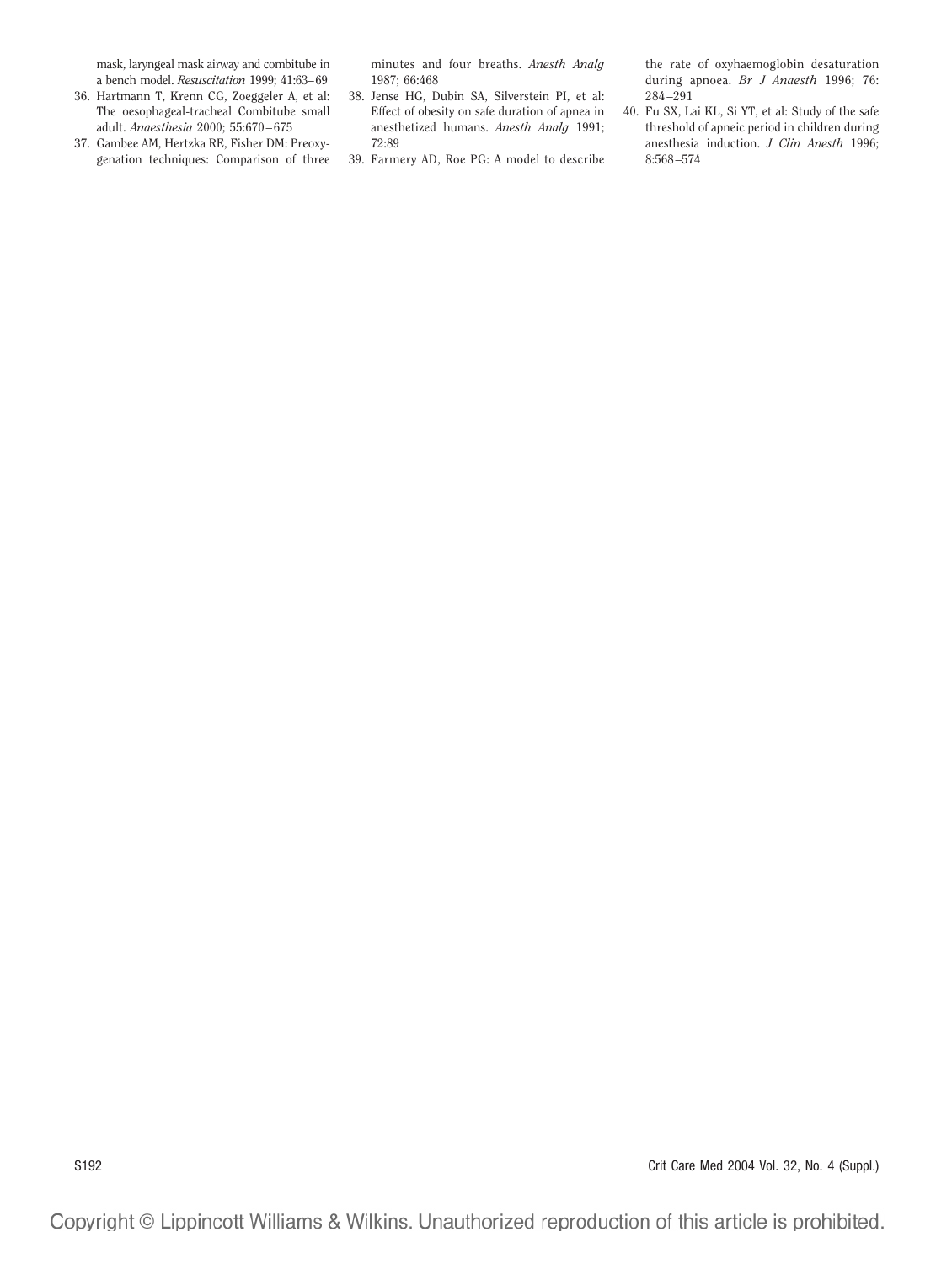mask, laryngeal mask airway and combitube in a bench model. *Resuscitation* 1999; 41:63–69

36. Hartmann T, Krenn CG, Zoeggeler A, et al: The oesophageal-tracheal Combitube small adult. *Anaesthesia* 2000; 55:670–675
37. Gambee AM, Hertzka RE, Fisher DM: Preoxygenation techniques: Comparison of three minutes and four breaths. *Anesth Analg* 1987; 66:468
38. Jense HG, Dubin SA, Silverstein PI, et al: Effect of obesity on safe duration of apnea in anesthetized humans. *Anesth Analg* 1991; 72:89
39. Farmery AD, Roe PG: A model to describe the rate of oxyhaemoglobin desaturation during apnoea. *Br J Anaesth* 1996; 76: 284–291
40. Fu SX, Lai KL, Si YT, et al: Study of the safe threshold of apneic period in children during anesthesia induction. *J Clin Anesth* 1996; 8:568–574

Copyright © Lippincott Williams & Wilkins. Unauthorized reproduction of this article is prohibited.